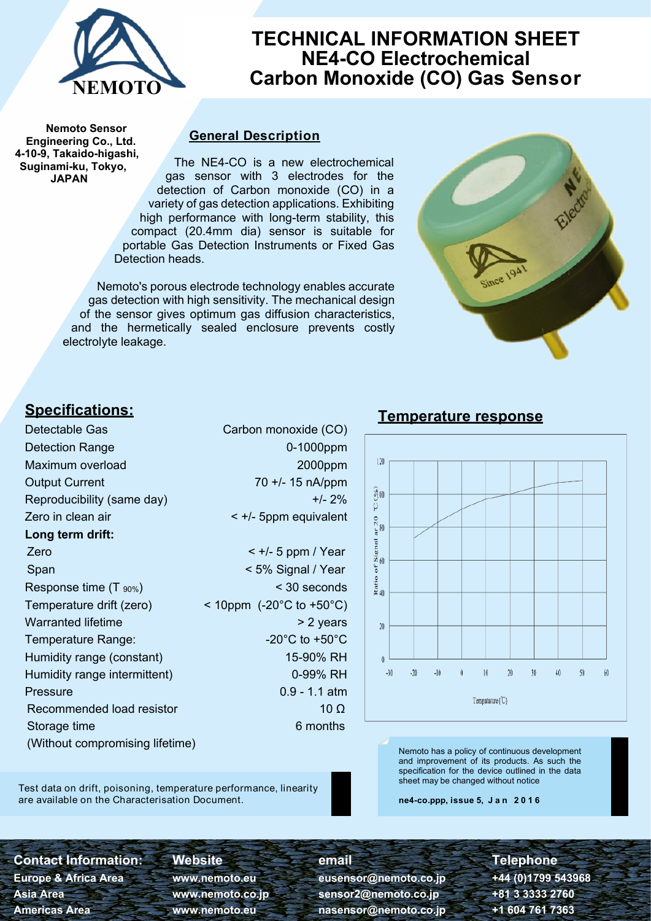# TECHNICAL INFORMATION SHEET
# NE4-CO Electrochemical Carbon Monoxide (CO) Gas Sensor

**Nemoto Sensor Engineering Co., Ltd.**
**4-10-9, Takaido-higashi, Suginami-ku, Tokyo, JAPAN**

## General Description

The NE4-CO is a new electrochemical gas sensor with 3 electrodes for the detection of Carbon monoxide (CO) in a variety of gas detection applications. Exhibiting high performance with long-term stability, this compact (20.4mm dia) sensor is suitable for portable Gas Detection Instruments or Fixed Gas Detection heads.

Nemoto's porous electrode technology enables accurate gas detection with high sensitivity. The mechanical design of the sensor gives optimum gas diffusion characteristics, and the hermetically sealed enclosure prevents costly electrolyte leakage.

## Specifications:

| | |
|---|---|
| Detectable Gas | Carbon monoxide (CO) |
| Detection Range | 0-1000ppm |
| Maximum overload | 2000ppm |
| Output Current | 70 +/- 15 nA/ppm |
| Reproducibility (same day) | +/- 2% |
| Zero in clean air | < +/- 5ppm equivalent |
| **Long term drift:** | |
| Zero | < +/- 5 ppm / Year |
| Span | < 5% Signal / Year |
| Response time ($T_{90\%}$) | < 30 seconds |
| Temperature drift (zero) | < 10ppm (-20°C to +50°C) |
| Warranted lifetime | > 2 years |
| Temperature Range: | -20°C to +50°C |
| Humidity range (constant) | 15-90% RH |
| Humidity range intermittent) | 0-99% RH |
| Pressure | 0.9 - 1.1 atm |
| Recommended load resistor | 10 Ω |
| Storage time (Without compromising lifetime) | 6 months |

Test data on drift, poisoning, temperature performance, linearity are available on the Characterisation Document.

## Temperature response

Nemoto has a policy of continuous development and improvement of its products. As such the specification for the device outlined in the data sheet may be changed without notice

**ne4-co.ppp, issue 5, Jan 2016**

| Contact Information: | Website | email | Telephone |
|---|---|---|---|
| Europe & Africa Area | www.nemoto.eu | eusensor@nemoto.co.jp | +44 (0)1799 543968 |
| Asia Area | www.nemoto.co.jp | sensor2@nemoto.co.jp | +81 3 3333 2760 |
| Americas Area | www.nemoto.eu | nasensor@nemoto.co.jp | +1 604 761 7363 |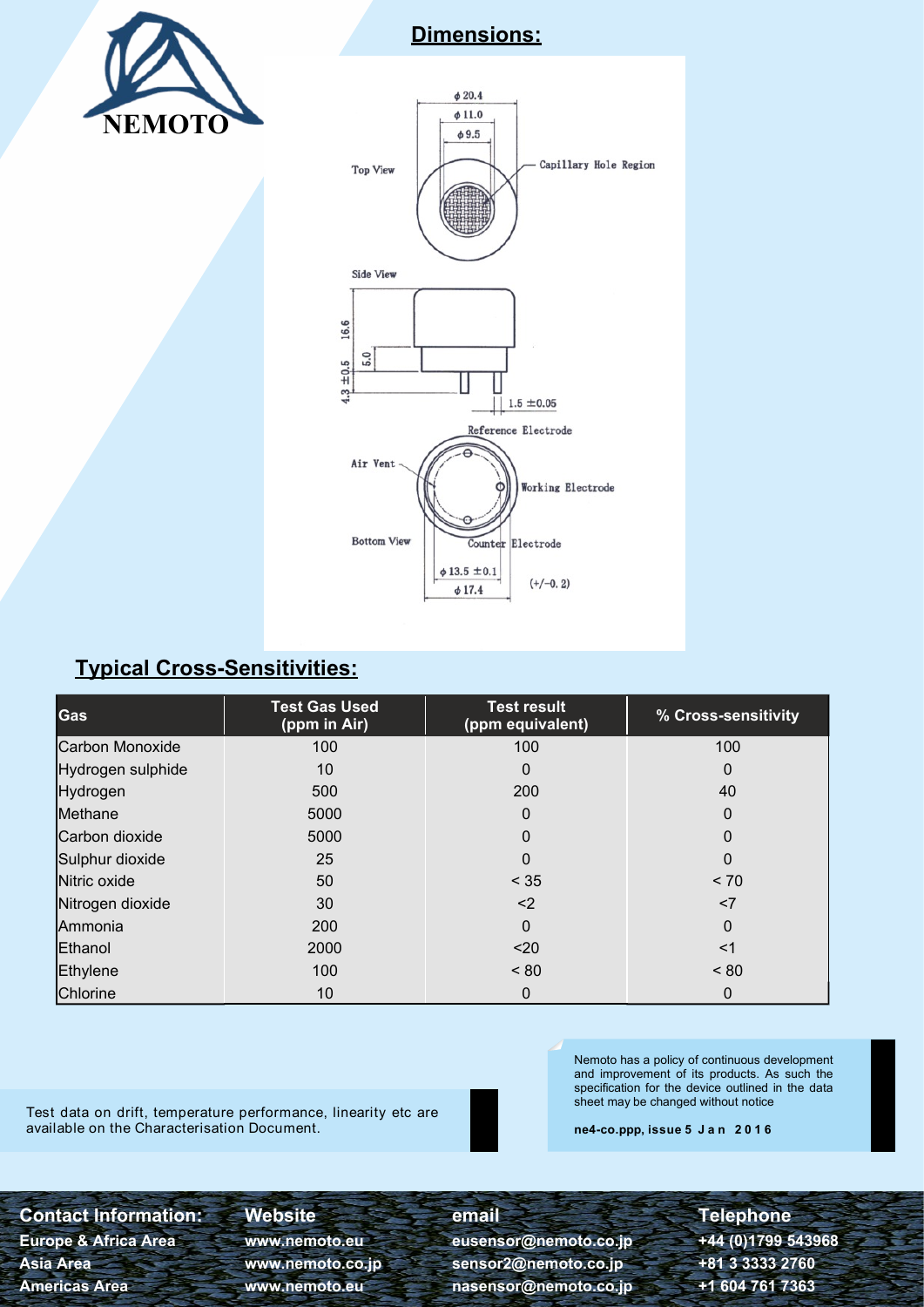NEMOTO

## Dimensions:

ϕ 20.4
ϕ 11.0
ϕ 9.5

Top View

Capillary Hole Region

Side View

16.6
5.0
4.3 ±0.5
1.5 ±0.05

Reference Electrode

Air Vent

Working Electrode

Bottom View

Counter Electrode

ϕ 13.5 ±0.1
ϕ 17.4
(+/-0. 2)

## Typical Cross-Sensitivities:

| Gas | Test Gas Used (ppm in Air) | Test result (ppm equivalent) | % Cross-sensitivity |
|---|---|---|---|
| Carbon Monoxide | 100 | 100 | 100 |
| Hydrogen sulphide | 10 | 0 | 0 |
| Hydrogen | 500 | 200 | 40 |
| Methane | 5000 | 0 | 0 |
| Carbon dioxide | 5000 | 0 | 0 |
| Sulphur dioxide | 25 | 0 | 0 |
| Nitric oxide | 50 | < 35 | < 70 |
| Nitrogen dioxide | 30 | <2 | <7 |
| Ammonia | 200 | 0 | 0 |
| Ethanol | 2000 | <20 | <1 |
| Ethylene | 100 | < 80 | < 80 |
| Chlorine | 10 | 0 | 0 |

Test data on drift, temperature performance, linearity etc are available on the Characterisation Document.

Nemoto has a policy of continuous development and improvement of its products. As such the specification for the device outlined in the data sheet may be changed without notice

**ne4-co.ppp, issue 5 Jan 2016**

| Contact Information: | Website | email | Telephone |
|---|---|---|---|
| Europe & Africa Area | www.nemoto.eu | eusensor@nemoto.co.jp | +44 (0)1799 543968 |
| Asia Area | www.nemoto.co.jp | sensor2@nemoto.co.jp | +81 3 3333 2760 |
| Americas Area | www.nemoto.eu | nasensor@nemoto.co.jp | +1 604 761 7363 |